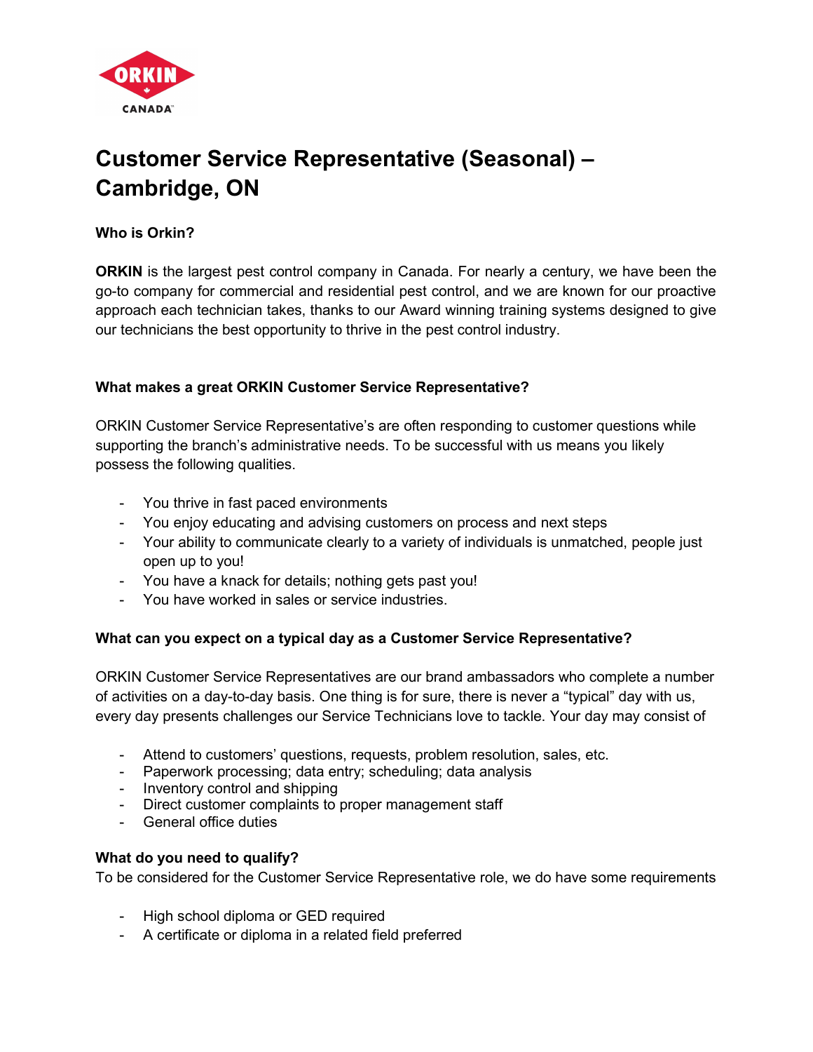# Customer Service Representative (Seasonal) – Cambridge, ON

**Who is Orkin?**

**ORKIN** is the largest pest control company in Canada. For nearly a century, we have been the go-to company for commercial and residential pest control, and we are known for our proactive approach each technician takes, thanks to our Award winning training systems designed to give our technicians the best opportunity to thrive in the pest control industry.

**What makes a great ORKIN Customer Service Representative?**

ORKIN Customer Service Representative's are often responding to customer questions while supporting the branch's administrative needs. To be successful with us means you likely possess the following qualities.

- You thrive in fast paced environments
- You enjoy educating and advising customers on process and next steps
- Your ability to communicate clearly to a variety of individuals is unmatched, people just open up to you!
- You have a knack for details; nothing gets past you!
- You have worked in sales or service industries.

**What can you expect on a typical day as a Customer Service Representative?**

ORKIN Customer Service Representatives are our brand ambassadors who complete a number of activities on a day-to-day basis. One thing is for sure, there is never a "typical" day with us, every day presents challenges our Service Technicians love to tackle. Your day may consist of

- Attend to customers' questions, requests, problem resolution, sales, etc.
- Paperwork processing; data entry; scheduling; data analysis
- Inventory control and shipping
- Direct customer complaints to proper management staff
- General office duties

**What do you need to qualify?**

To be considered for the Customer Service Representative role, we do have some requirements

- High school diploma or GED required
- A certificate or diploma in a related field preferred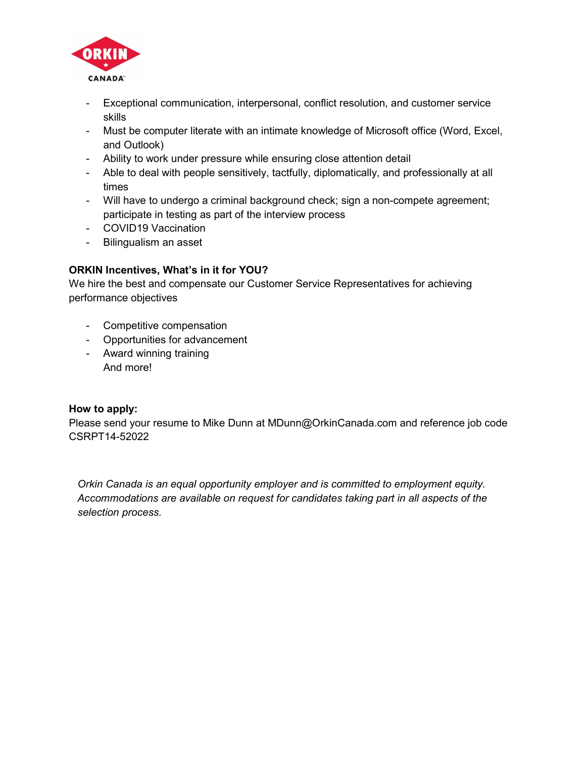- Exceptional communication, interpersonal, conflict resolution, and customer service skills
- Must be computer literate with an intimate knowledge of Microsoft office (Word, Excel, and Outlook)
- Ability to work under pressure while ensuring close attention detail
- Able to deal with people sensitively, tactfully, diplomatically, and professionally at all times
- Will have to undergo a criminal background check; sign a non-compete agreement; participate in testing as part of the interview process
- COVID19 Vaccination
- Bilingualism an asset

**ORKIN Incentives, What's in it for YOU?**
We hire the best and compensate our Customer Service Representatives for achieving performance objectives

- Competitive compensation
- Opportunities for advancement
- Award winning training
  And more!

**How to apply:**
Please send your resume to Mike Dunn at MDunn@OrkinCanada.com and reference job code CSRPT14-52022

*Orkin Canada is an equal opportunity employer and is committed to employment equity. Accommodations are available on request for candidates taking part in all aspects of the selection process.*